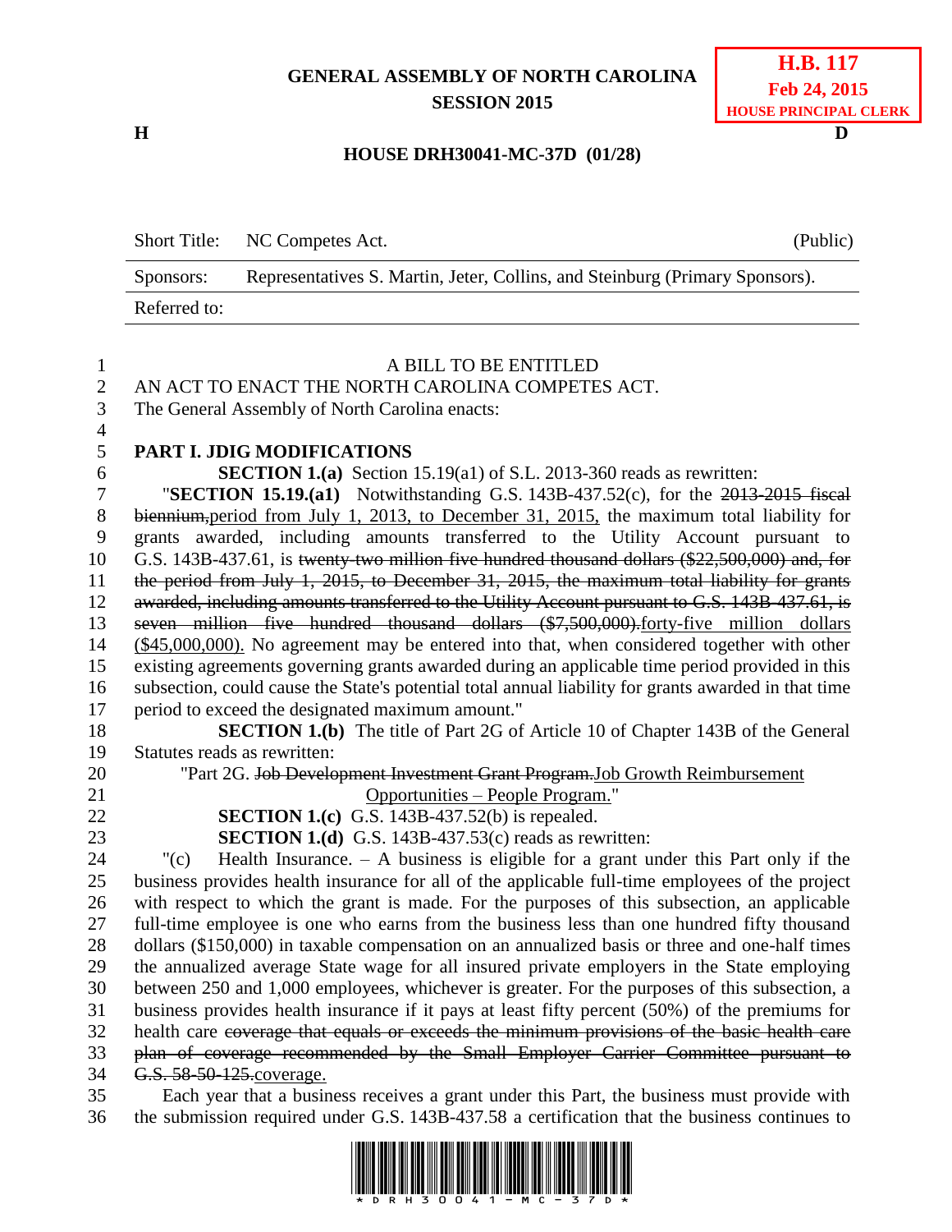**GENERAL ASSEMBLY OF NORTH CAROLINA**
**SESSION 2015**

**H.B. 117**
**Feb 24, 2015**
**HOUSE PRINCIPAL CLERK**

**H** **D**

**HOUSE DRH30041-MC-37D (01/28)**

| | | |
|---|---|---|
| Short Title: | NC Competes Act. | (Public) |
| Sponsors: | Representatives S. Martin, Jeter, Collins, and Steinburg (Primary Sponsors). | |
| Referred to: | | |

A BILL TO BE ENTITLED

AN ACT TO ENACT THE NORTH CAROLINA COMPETES ACT.

The General Assembly of North Carolina enacts:

**PART I. JDIG MODIFICATIONS**

**SECTION 1.(a)** Section 15.19(a1) of S.L. 2013-360 reads as rewritten:

"**SECTION 15.19.(a1)** Notwithstanding G.S. 143B-437.52(c), for the ~~2013-2015 fiscal biennium,~~<u>period from July 1, 2013, to December 31, 2015,</u> the maximum total liability for grants awarded, including amounts transferred to the Utility Account pursuant to G.S. 143B-437.61, is ~~twenty-two million five hundred thousand dollars ($22,500,000) and, for the period from July 1, 2015, to December 31, 2015, the maximum total liability for grants awarded, including amounts transferred to the Utility Account pursuant to G.S. 143B-437.61, is seven million five hundred thousand dollars ($7,500,000).~~<u>forty-five million dollars ($45,000,000).</u> No agreement may be entered into that, when considered together with other existing agreements governing grants awarded during an applicable time period provided in this subsection, could cause the State's potential total annual liability for grants awarded in that time period to exceed the designated maximum amount."

**SECTION 1.(b)** The title of Part 2G of Article 10 of Chapter 143B of the General Statutes reads as rewritten:

"Part 2G. ~~Job Development Investment Grant Program.~~<u>Job Growth Reimbursement Opportunities – People Program.</u>"

**SECTION 1.(c)** G.S. 143B-437.52(b) is repealed.

**SECTION 1.(d)** G.S. 143B-437.53(c) reads as rewritten:

"(c) Health Insurance. – A business is eligible for a grant under this Part only if the business provides health insurance for all of the applicable full-time employees of the project with respect to which the grant is made. For the purposes of this subsection, an applicable full-time employee is one who earns from the business less than one hundred fifty thousand dollars ($150,000) in taxable compensation on an annualized basis or three and one-half times the annualized average State wage for all insured private employers in the State employing between 250 and 1,000 employees, whichever is greater. For the purposes of this subsection, a business provides health insurance if it pays at least fifty percent (50%) of the premiums for health care ~~coverage that equals or exceeds the minimum provisions of the basic health care plan of coverage recommended by the Small Employer Carrier Committee pursuant to G.S. 58-50-125.~~<u>coverage.</u>

Each year that a business receives a grant under this Part, the business must provide with the submission required under G.S. 143B-437.58 a certification that the business continues to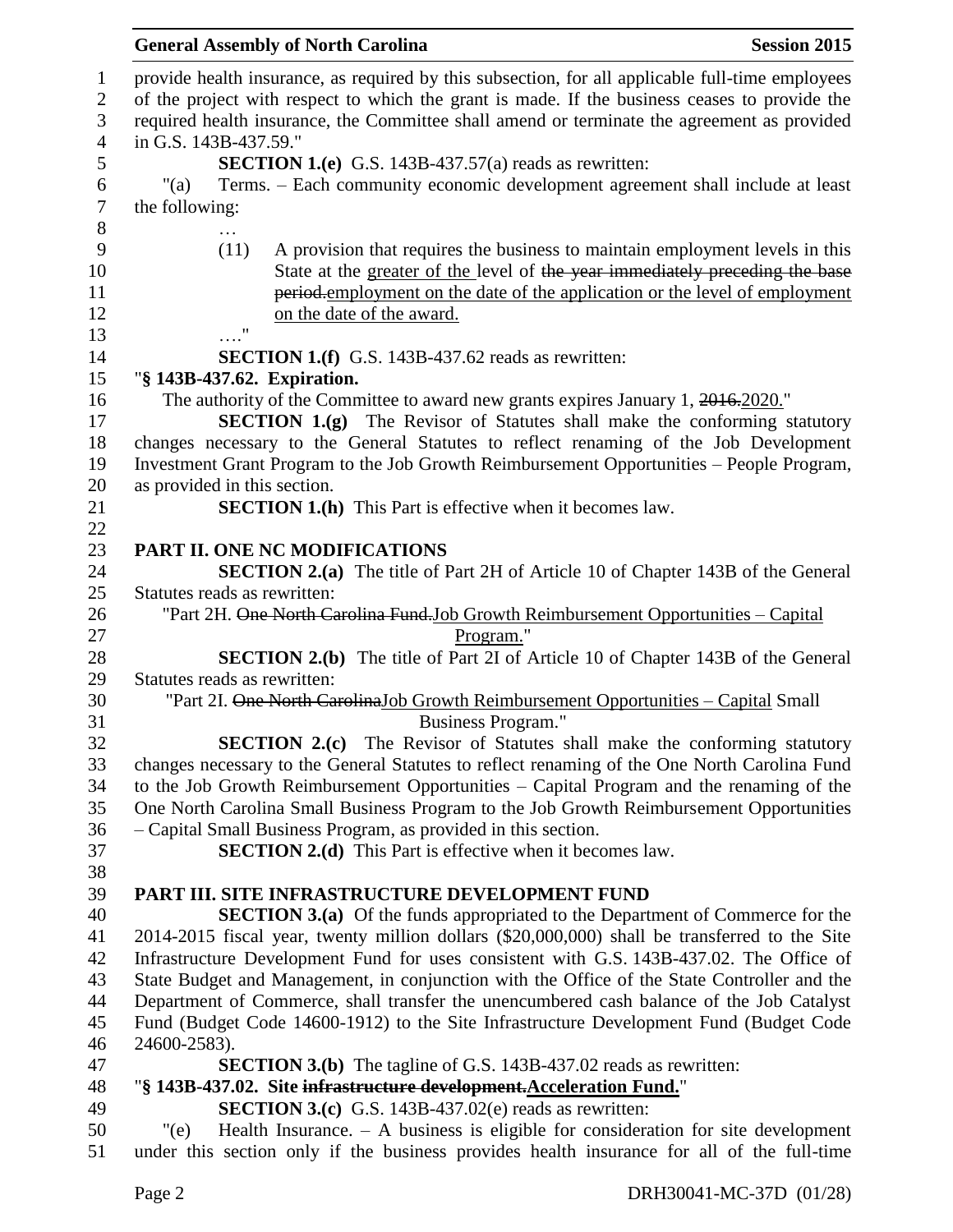provide health insurance, as required by this subsection, for all applicable full-time employees of the project with respect to which the grant is made. If the business ceases to provide the required health insurance, the Committee shall amend or terminate the agreement as provided in G.S. 143B-437.59."

**SECTION 1.(e)** G.S. 143B-437.57(a) reads as rewritten:

"(a) Terms. – Each community economic development agreement shall include at least the following:

…

(11) A provision that requires the business to maintain employment levels in this State at the greater of the level of ~~the year immediately preceding the base period.~~employment on the date of the application or the level of employment on the date of the award.

…."

**SECTION 1.(f)** G.S. 143B-437.62 reads as rewritten:

"**§ 143B-437.62. Expiration.**

The authority of the Committee to award new grants expires January 1, ~~2016.~~2020."

**SECTION 1.(g)** The Revisor of Statutes shall make the conforming statutory changes necessary to the General Statutes to reflect renaming of the Job Development Investment Grant Program to the Job Growth Reimbursement Opportunities – People Program, as provided in this section.

**SECTION 1.(h)** This Part is effective when it becomes law.

**PART II. ONE NC MODIFICATIONS**

**SECTION 2.(a)** The title of Part 2H of Article 10 of Chapter 143B of the General Statutes reads as rewritten:

"Part 2H. ~~One North Carolina Fund.~~Job Growth Reimbursement Opportunities – Capital Program."

**SECTION 2.(b)** The title of Part 2I of Article 10 of Chapter 143B of the General Statutes reads as rewritten:

"Part 2I. ~~One North Carolina~~Job Growth Reimbursement Opportunities – Capital Small Business Program."

**SECTION 2.(c)** The Revisor of Statutes shall make the conforming statutory changes necessary to the General Statutes to reflect renaming of the One North Carolina Fund to the Job Growth Reimbursement Opportunities – Capital Program and the renaming of the One North Carolina Small Business Program to the Job Growth Reimbursement Opportunities – Capital Small Business Program, as provided in this section.

**SECTION 2.(d)** This Part is effective when it becomes law.

**PART III. SITE INFRASTRUCTURE DEVELOPMENT FUND**

**SECTION 3.(a)** Of the funds appropriated to the Department of Commerce for the 2014-2015 fiscal year, twenty million dollars ($20,000,000) shall be transferred to the Site Infrastructure Development Fund for uses consistent with G.S. 143B-437.02. The Office of State Budget and Management, in conjunction with the Office of the State Controller and the Department of Commerce, shall transfer the unencumbered cash balance of the Job Catalyst Fund (Budget Code 14600-1912) to the Site Infrastructure Development Fund (Budget Code 24600-2583).

**SECTION 3.(b)** The tagline of G.S. 143B-437.02 reads as rewritten:

"**§ 143B-437.02. Site ~~infrastructure development.~~Acceleration Fund.**"

**SECTION 3.(c)** G.S. 143B-437.02(e) reads as rewritten:

"(e) Health Insurance. – A business is eligible for consideration for site development under this section only if the business provides health insurance for all of the full-time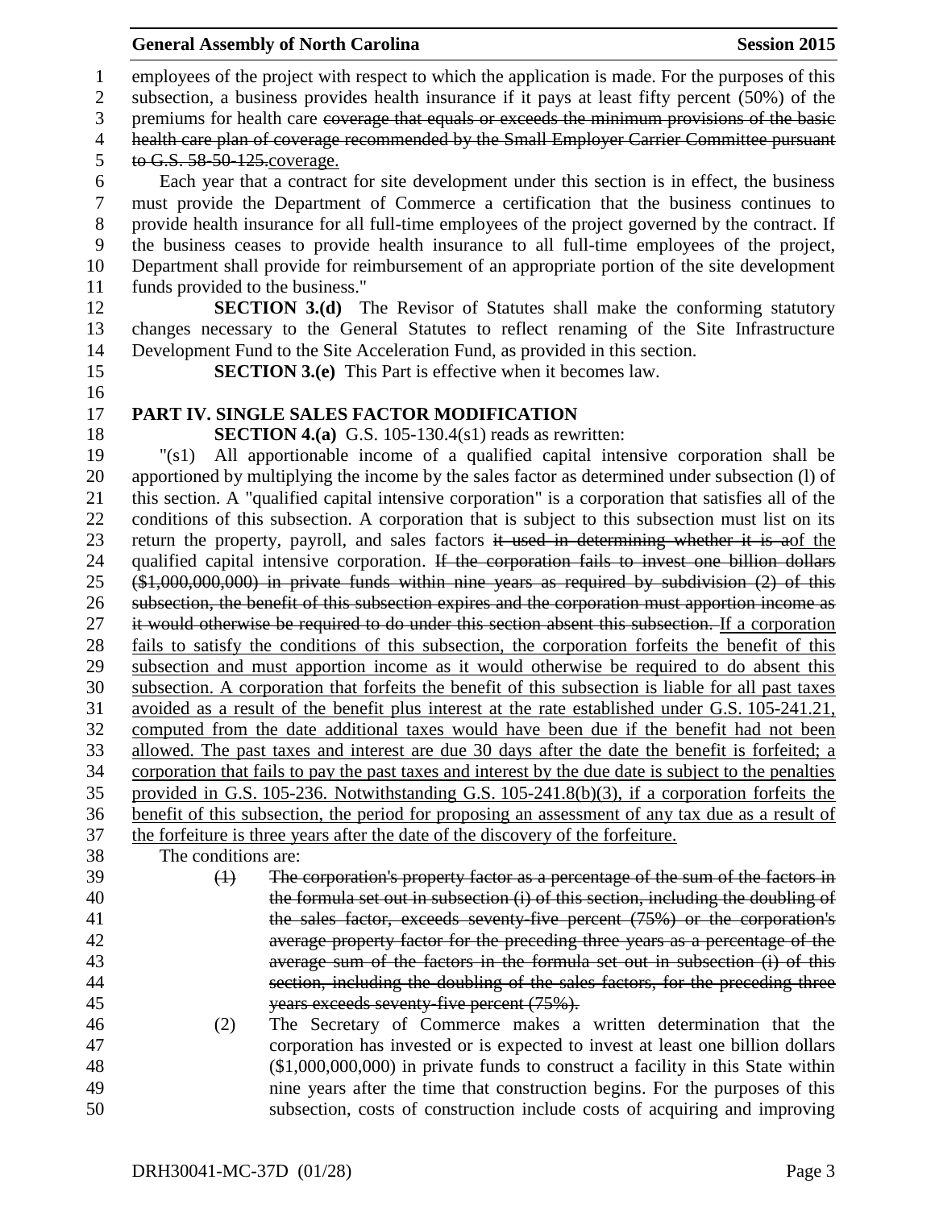employees of the project with respect to which the application is made. For the purposes of this subsection, a business provides health insurance if it pays at least fifty percent (50%) of the premiums for health care ~~coverage that equals or exceeds the minimum provisions of the basic health care plan of coverage recommended by the Small Employer Carrier Committee pursuant to G.S. 58-50-125.~~coverage.

Each year that a contract for site development under this section is in effect, the business must provide the Department of Commerce a certification that the business continues to provide health insurance for all full-time employees of the project governed by the contract. If the business ceases to provide health insurance to all full-time employees of the project, Department shall provide for reimbursement of an appropriate portion of the site development funds provided to the business."

**SECTION 3.(d)** The Revisor of Statutes shall make the conforming statutory changes necessary to the General Statutes to reflect renaming of the Site Infrastructure Development Fund to the Site Acceleration Fund, as provided in this section.

**SECTION 3.(e)** This Part is effective when it becomes law.

## PART IV. SINGLE SALES FACTOR MODIFICATION

**SECTION 4.(a)** G.S. 105-130.4(s1) reads as rewritten:

"(s1) All apportionable income of a qualified capital intensive corporation shall be apportioned by multiplying the income by the sales factor as determined under subsection (l) of this section. A "qualified capital intensive corporation" is a corporation that satisfies all of the conditions of this subsection. A corporation that is subject to this subsection must list on its return the property, payroll, and sales factors ~~it used in determining whether it is a~~of the qualified capital intensive corporation. ~~If the corporation fails to invest one billion dollars ($1,000,000,000) in private funds within nine years as required by subdivision (2) of this subsection, the benefit of this subsection expires and the corporation must apportion income as it would otherwise be required to do under this section absent this subsection.~~ <u>If a corporation fails to satisfy the conditions of this subsection, the corporation forfeits the benefit of this subsection and must apportion income as it would otherwise be required to do absent this subsection. A corporation that forfeits the benefit of this subsection is liable for all past taxes avoided as a result of the benefit plus interest at the rate established under G.S. 105-241.21, computed from the date additional taxes would have been due if the benefit had not been allowed. The past taxes and interest are due 30 days after the date the benefit is forfeited; a corporation that fails to pay the past taxes and interest by the due date is subject to the penalties provided in G.S. 105-236. Notwithstanding G.S. 105-241.8(b)(3), if a corporation forfeits the benefit of this subsection, the period for proposing an assessment of any tax due as a result of the forfeiture is three years after the date of the discovery of the forfeiture.</u>

The conditions are:

~~(1) The corporation's property factor as a percentage of the sum of the factors in the formula set out in subsection (i) of this section, including the doubling of the sales factor, exceeds seventy-five percent (75%) or the corporation's average property factor for the preceding three years as a percentage of the average sum of the factors in the formula set out in subsection (i) of this section, including the doubling of the sales factors, for the preceding three years exceeds seventy-five percent (75%).~~

(2) The Secretary of Commerce makes a written determination that the corporation has invested or is expected to invest at least one billion dollars ($1,000,000,000) in private funds to construct a facility in this State within nine years after the time that construction begins. For the purposes of this subsection, costs of construction include costs of acquiring and improving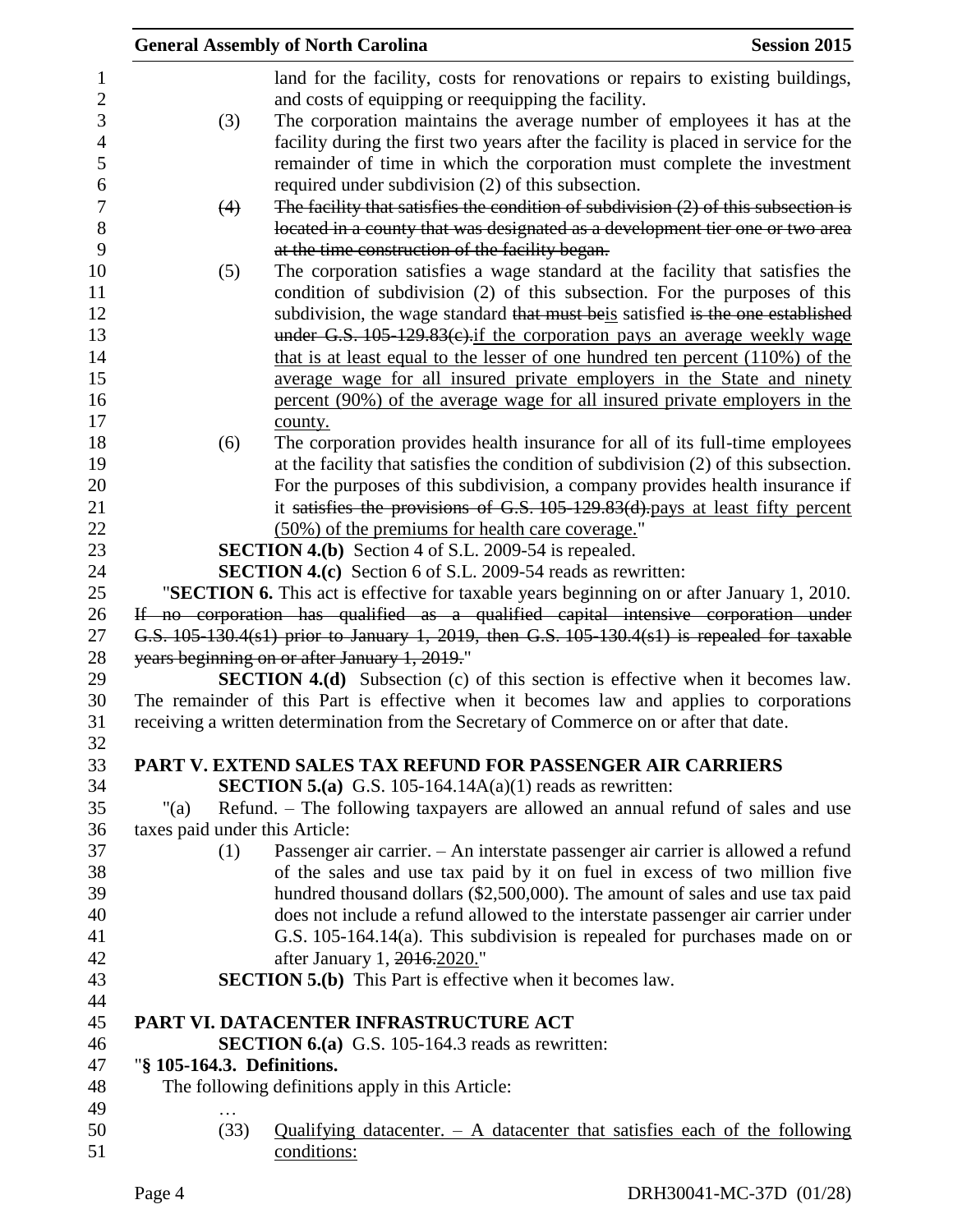land for the facility, costs for renovations or repairs to existing buildings, and costs of equipping or reequipping the facility.

(3) The corporation maintains the average number of employees it has at the facility during the first two years after the facility is placed in service for the remainder of time in which the corporation must complete the investment required under subdivision (2) of this subsection.

~~(4) The facility that satisfies the condition of subdivision (2) of this subsection is located in a county that was designated as a development tier one or two area at the time construction of the facility began.~~

(5) The corporation satisfies a wage standard at the facility that satisfies the condition of subdivision (2) of this subsection. For the purposes of this subdivision, the wage standard ~~that must be~~is satisfied ~~is the one established under G.S. 105-129.83(c).~~if the corporation pays an average weekly wage that is at least equal to the lesser of one hundred ten percent (110%) of the average wage for all insured private employers in the State and ninety percent (90%) of the average wage for all insured private employers in the county.

(6) The corporation provides health insurance for all of its full-time employees at the facility that satisfies the condition of subdivision (2) of this subsection. For the purposes of this subdivision, a company provides health insurance if it ~~satisfies the provisions of G.S. 105-129.83(d).~~pays at least fifty percent (50%) of the premiums for health care coverage."

**SECTION 4.(b)** Section 4 of S.L. 2009-54 is repealed.

**SECTION 4.(c)** Section 6 of S.L. 2009-54 reads as rewritten:

"**SECTION 6.** This act is effective for taxable years beginning on or after January 1, 2010. ~~If no corporation has qualified as a qualified capital intensive corporation under G.S. 105-130.4(s1) prior to January 1, 2019, then G.S. 105-130.4(s1) is repealed for taxable years beginning on or after January 1, 2019.~~"

**SECTION 4.(d)** Subsection (c) of this section is effective when it becomes law. The remainder of this Part is effective when it becomes law and applies to corporations receiving a written determination from the Secretary of Commerce on or after that date.

## PART V. EXTEND SALES TAX REFUND FOR PASSENGER AIR CARRIERS

**SECTION 5.(a)** G.S. 105-164.14A(a)(1) reads as rewritten:

"(a) Refund. – The following taxpayers are allowed an annual refund of sales and use taxes paid under this Article:

(1) Passenger air carrier. – An interstate passenger air carrier is allowed a refund of the sales and use tax paid by it on fuel in excess of two million five hundred thousand dollars ($2,500,000). The amount of sales and use tax paid does not include a refund allowed to the interstate passenger air carrier under G.S. 105-164.14(a). This subdivision is repealed for purchases made on or after January 1, ~~2016.~~2020."

**SECTION 5.(b)** This Part is effective when it becomes law.

## PART VI. DATACENTER INFRASTRUCTURE ACT

**SECTION 6.(a)** G.S. 105-164.3 reads as rewritten:

"**§ 105-164.3. Definitions.**

The following definitions apply in this Article:

…

(33) Qualifying datacenter. – A datacenter that satisfies each of the following conditions: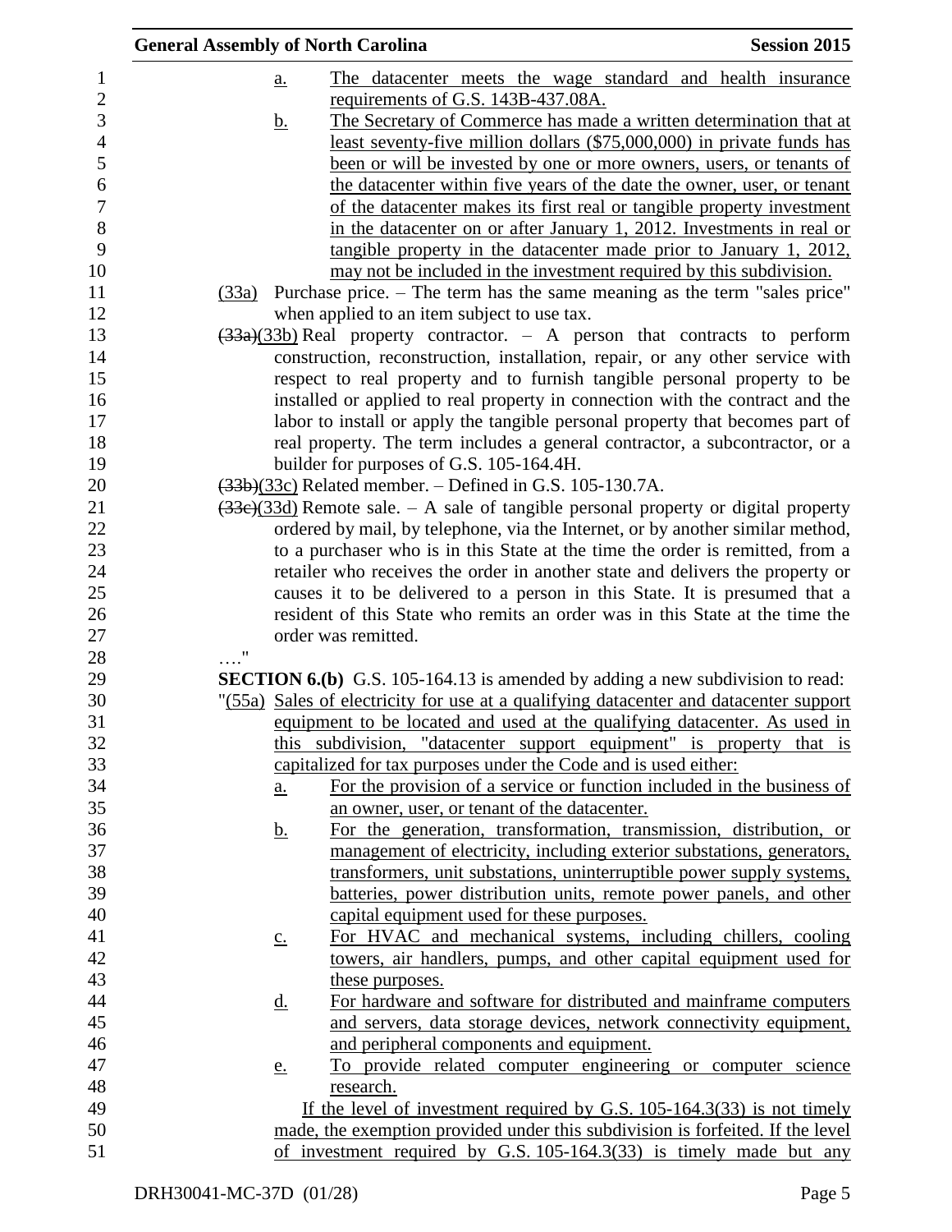a. The datacenter meets the wage standard and health insurance requirements of G.S. 143B-437.08A.

b. The Secretary of Commerce has made a written determination that at least seventy-five million dollars ($75,000,000) in private funds has been or will be invested by one or more owners, users, or tenants of the datacenter within five years of the date the owner, user, or tenant of the datacenter makes its first real or tangible property investment in the datacenter on or after January 1, 2012. Investments in real or tangible property in the datacenter made prior to January 1, 2012, may not be included in the investment required by this subdivision.

(33a) Purchase price. – The term has the same meaning as the term "sales price" when applied to an item subject to use tax.

~~(33a)~~(33b) Real property contractor. – A person that contracts to perform construction, reconstruction, installation, repair, or any other service with respect to real property and to furnish tangible personal property to be installed or applied to real property in connection with the contract and the labor to install or apply the tangible personal property that becomes part of real property. The term includes a general contractor, a subcontractor, or a builder for purposes of G.S. 105-164.4H.

~~(33b)~~(33c) Related member. – Defined in G.S. 105-130.7A.

~~(33c)~~(33d) Remote sale. – A sale of tangible personal property or digital property ordered by mail, by telephone, via the Internet, or by another similar method, to a purchaser who is in this State at the time the order is remitted, from a retailer who receives the order in another state and delivers the property or causes it to be delivered to a person in this State. It is presumed that a resident of this State who remits an order was in this State at the time the order was remitted.

…."

**SECTION 6.(b)** G.S. 105-164.13 is amended by adding a new subdivision to read:

"(55a) Sales of electricity for use at a qualifying datacenter and datacenter support equipment to be located and used at the qualifying datacenter. As used in this subdivision, "datacenter support equipment" is property that is capitalized for tax purposes under the Code and is used either:

a. For the provision of a service or function included in the business of an owner, user, or tenant of the datacenter.

b. For the generation, transformation, transmission, distribution, or management of electricity, including exterior substations, generators, transformers, unit substations, uninterruptible power supply systems, batteries, power distribution units, remote power panels, and other capital equipment used for these purposes.

c. For HVAC and mechanical systems, including chillers, cooling towers, air handlers, pumps, and other capital equipment used for these purposes.

d. For hardware and software for distributed and mainframe computers and servers, data storage devices, network connectivity equipment, and peripheral components and equipment.

e. To provide related computer engineering or computer science research.

If the level of investment required by G.S. 105-164.3(33) is not timely made, the exemption provided under this subdivision is forfeited. If the level of investment required by G.S. 105-164.3(33) is timely made but any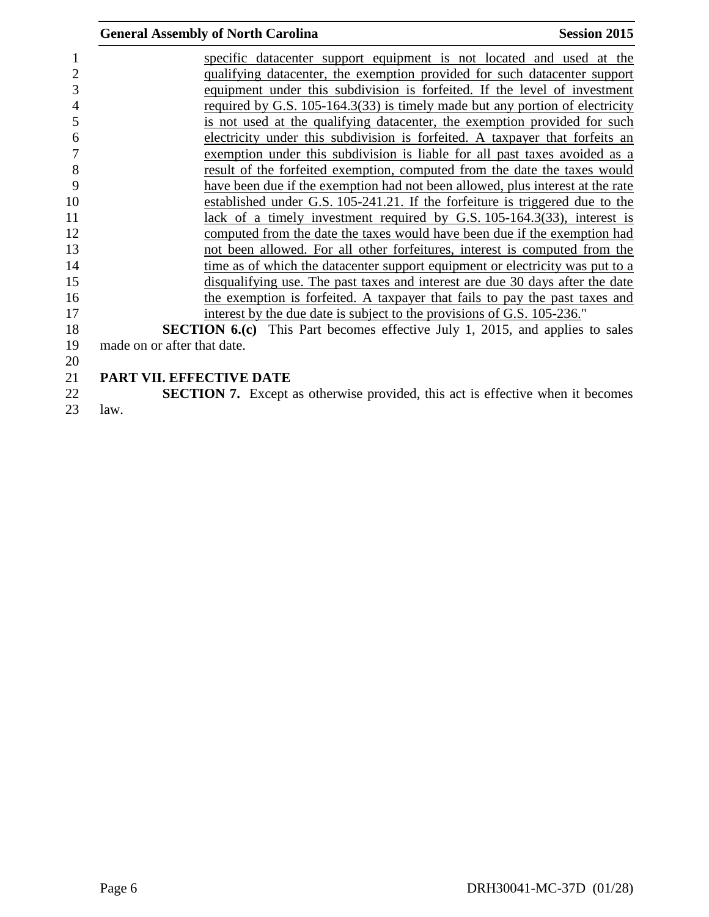specific datacenter support equipment is not located and used at the qualifying datacenter, the exemption provided for such datacenter support equipment under this subdivision is forfeited. If the level of investment required by G.S. 105-164.3(33) is timely made but any portion of electricity is not used at the qualifying datacenter, the exemption provided for such electricity under this subdivision is forfeited. A taxpayer that forfeits an exemption under this subdivision is liable for all past taxes avoided as a result of the forfeited exemption, computed from the date the taxes would have been due if the exemption had not been allowed, plus interest at the rate established under G.S. 105-241.21. If the forfeiture is triggered due to the lack of a timely investment required by G.S. 105-164.3(33), interest is computed from the date the taxes would have been due if the exemption had not been allowed. For all other forfeitures, interest is computed from the time as of which the datacenter support equipment or electricity was put to a disqualifying use. The past taxes and interest are due 30 days after the date the exemption is forfeited. A taxpayer that fails to pay the past taxes and interest by the due date is subject to the provisions of G.S. 105-236."

**SECTION 6.(c)** This Part becomes effective July 1, 2015, and applies to sales made on or after that date.

**PART VII. EFFECTIVE DATE**

**SECTION 7.** Except as otherwise provided, this act is effective when it becomes law.